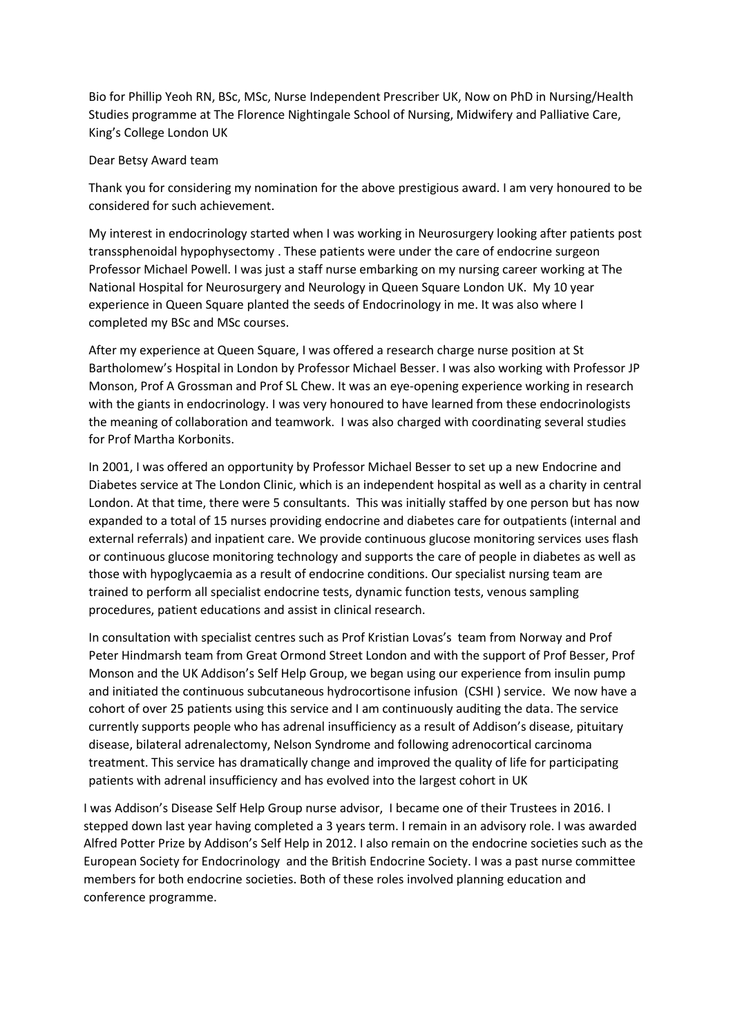Bio for Phillip Yeoh RN, BSc, MSc, Nurse Independent Prescriber UK, Now on PhD in Nursing/Health Studies programme at The Florence Nightingale School of Nursing, Midwifery and Palliative Care, King's College London UK

Dear Betsy Award team

Thank you for considering my nomination for the above prestigious award. I am very honoured to be considered for such achievement.

My interest in endocrinology started when I was working in Neurosurgery looking after patients post transsphenoidal hypophysectomy . These patients were under the care of endocrine surgeon Professor Michael Powell. I was just a staff nurse embarking on my nursing career working at The National Hospital for Neurosurgery and Neurology in Queen Square London UK. My 10 year experience in Queen Square planted the seeds of Endocrinology in me. It was also where I completed my BSc and MSc courses.

After my experience at Queen Square, I was offered a research charge nurse position at St Bartholomew's Hospital in London by Professor Michael Besser. I was also working with Professor JP Monson, Prof A Grossman and Prof SL Chew. It was an eye-opening experience working in research with the giants in endocrinology. I was very honoured to have learned from these endocrinologists the meaning of collaboration and teamwork. I was also charged with coordinating several studies for Prof Martha Korbonits.

In 2001, I was offered an opportunity by Professor Michael Besser to set up a new Endocrine and Diabetes service at The London Clinic, which is an independent hospital as well as a charity in central London. At that time, there were 5 consultants. This was initially staffed by one person but has now expanded to a total of 15 nurses providing endocrine and diabetes care for outpatients (internal and external referrals) and inpatient care. We provide continuous glucose monitoring services uses flash or continuous glucose monitoring technology and supports the care of people in diabetes as well as those with hypoglycaemia as a result of endocrine conditions. Our specialist nursing team are trained to perform all specialist endocrine tests, dynamic function tests, venous sampling procedures, patient educations and assist in clinical research.

In consultation with specialist centres such as Prof Kristian Lovas's team from Norway and Prof Peter Hindmarsh team from Great Ormond Street London and with the support of Prof Besser, Prof Monson and the UK Addison's Self Help Group, we began using our experience from insulin pump and initiated the continuous subcutaneous hydrocortisone infusion (CSHI ) service. We now have a cohort of over 25 patients using this service and I am continuously auditing the data. The service currently supports people who has adrenal insufficiency as a result of Addison's disease, pituitary disease, bilateral adrenalectomy, Nelson Syndrome and following adrenocortical carcinoma treatment. This service has dramatically change and improved the quality of life for participating patients with adrenal insufficiency and has evolved into the largest cohort in UK

I was Addison's Disease Self Help Group nurse advisor, I became one of their Trustees in 2016. I stepped down last year having completed a 3 years term. I remain in an advisory role. I was awarded Alfred Potter Prize by Addison's Self Help in 2012. I also remain on the endocrine societies such as the European Society for Endocrinology and the British Endocrine Society. I was a past nurse committee members for both endocrine societies. Both of these roles involved planning education and conference programme.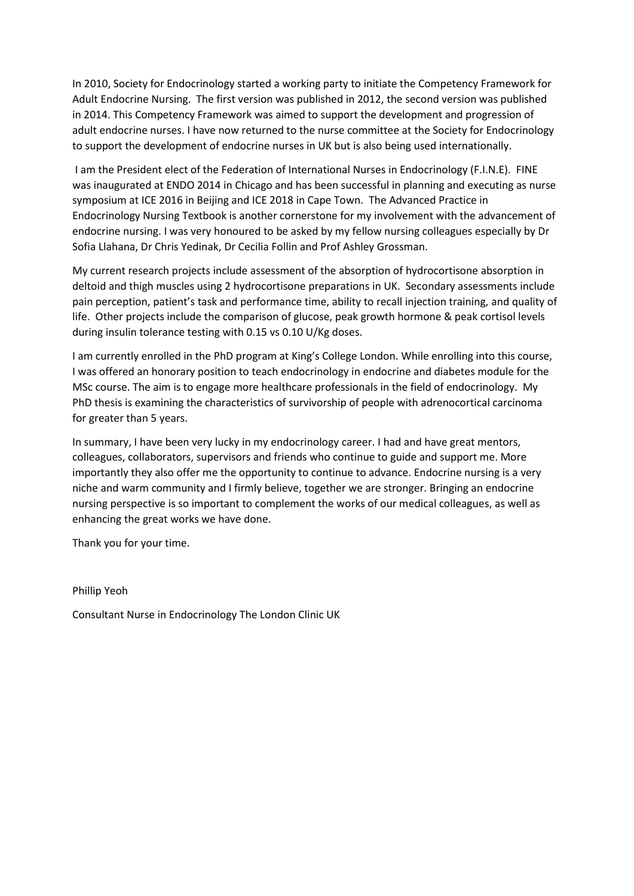In 2010, Society for Endocrinology started a working party to initiate the Competency Framework for Adult Endocrine Nursing. The first version was published in 2012, the second version was published in 2014. This Competency Framework was aimed to support the development and progression of adult endocrine nurses. I have now returned to the nurse committee at the Society for Endocrinology to support the development of endocrine nurses in UK but is also being used internationally.

I am the President elect of the Federation of International Nurses in Endocrinology (F.I.N.E). FINE was inaugurated at ENDO 2014 in Chicago and has been successful in planning and executing as nurse symposium at ICE 2016 in Beijing and ICE 2018 in Cape Town. The Advanced Practice in Endocrinology Nursing Textbook is another cornerstone for my involvement with the advancement of endocrine nursing. I was very honoured to be asked by my fellow nursing colleagues especially by Dr Sofia Llahana, Dr Chris Yedinak, Dr Cecilia Follin and Prof Ashley Grossman.

My current research projects include assessment of the absorption of hydrocortisone absorption in deltoid and thigh muscles using 2 hydrocortisone preparations in UK. Secondary assessments include pain perception, patient's task and performance time, ability to recall injection training, and quality of life. Other projects include the comparison of glucose, peak growth hormone & peak cortisol levels during insulin tolerance testing with 0.15 vs 0.10 U/Kg doses.

I am currently enrolled in the PhD program at King's College London. While enrolling into this course, I was offered an honorary position to teach endocrinology in endocrine and diabetes module for the MSc course. The aim is to engage more healthcare professionals in the field of endocrinology. My PhD thesis is examining the characteristics of survivorship of people with adrenocortical carcinoma for greater than 5 years.

In summary, I have been very lucky in my endocrinology career. I had and have great mentors, colleagues, collaborators, supervisors and friends who continue to guide and support me. More importantly they also offer me the opportunity to continue to advance. Endocrine nursing is a very niche and warm community and I firmly believe, together we are stronger. Bringing an endocrine nursing perspective is so important to complement the works of our medical colleagues, as well as enhancing the great works we have done.

Thank you for your time.

Phillip Yeoh

Consultant Nurse in Endocrinology The London Clinic UK